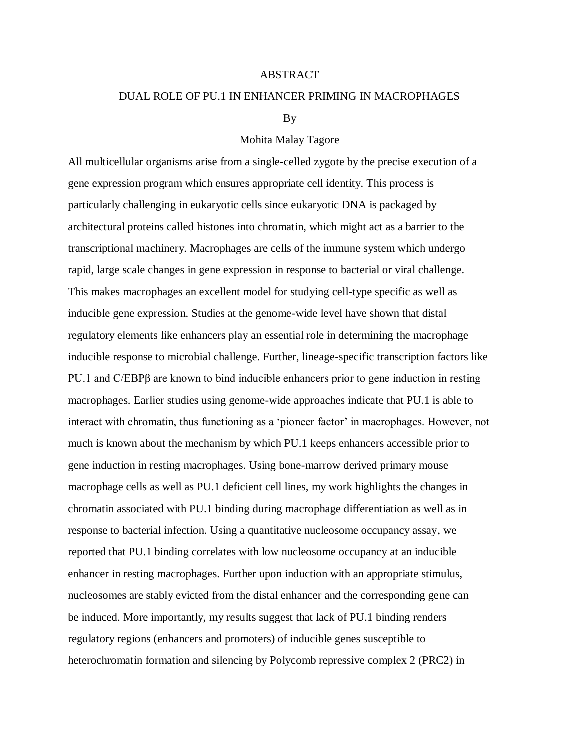# ABSTRACT

## DUAL ROLE OF PU.1 IN ENHANCER PRIMING IN MACROPHAGES

By

Mohita Malay Tagore

All multicellular organisms arise from a single-celled zygote by the precise execution of a gene expression program which ensures appropriate cell identity. This process is particularly challenging in eukaryotic cells since eukaryotic DNA is packaged by architectural proteins called histones into chromatin, which might act as a barrier to the transcriptional machinery. Macrophages are cells of the immune system which undergo rapid, large scale changes in gene expression in response to bacterial or viral challenge. This makes macrophages an excellent model for studying cell-type specific as well as inducible gene expression. Studies at the genome-wide level have shown that distal regulatory elements like enhancers play an essential role in determining the macrophage inducible response to microbial challenge. Further, lineage-specific transcription factors like PU.1 and C/EBPβ are known to bind inducible enhancers prior to gene induction in resting macrophages. Earlier studies using genome-wide approaches indicate that PU.1 is able to interact with chromatin, thus functioning as a 'pioneer factor' in macrophages. However, not much is known about the mechanism by which PU.1 keeps enhancers accessible prior to gene induction in resting macrophages. Using bone-marrow derived primary mouse macrophage cells as well as PU.1 deficient cell lines, my work highlights the changes in chromatin associated with PU.1 binding during macrophage differentiation as well as in response to bacterial infection. Using a quantitative nucleosome occupancy assay, we reported that PU.1 binding correlates with low nucleosome occupancy at an inducible enhancer in resting macrophages. Further upon induction with an appropriate stimulus, nucleosomes are stably evicted from the distal enhancer and the corresponding gene can be induced. More importantly, my results suggest that lack of PU.1 binding renders regulatory regions (enhancers and promoters) of inducible genes susceptible to heterochromatin formation and silencing by Polycomb repressive complex 2 (PRC2) in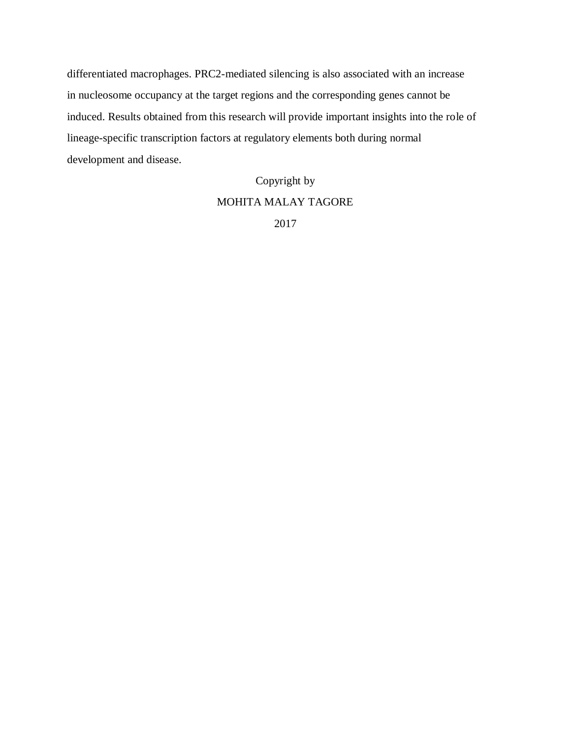differentiated macrophages. PRC2-mediated silencing is also associated with an increase in nucleosome occupancy at the target regions and the corresponding genes cannot be induced. Results obtained from this research will provide important insights into the role of lineage-specific transcription factors at regulatory elements both during normal development and disease.

Copyright by

MOHITA MALAY TAGORE

2017